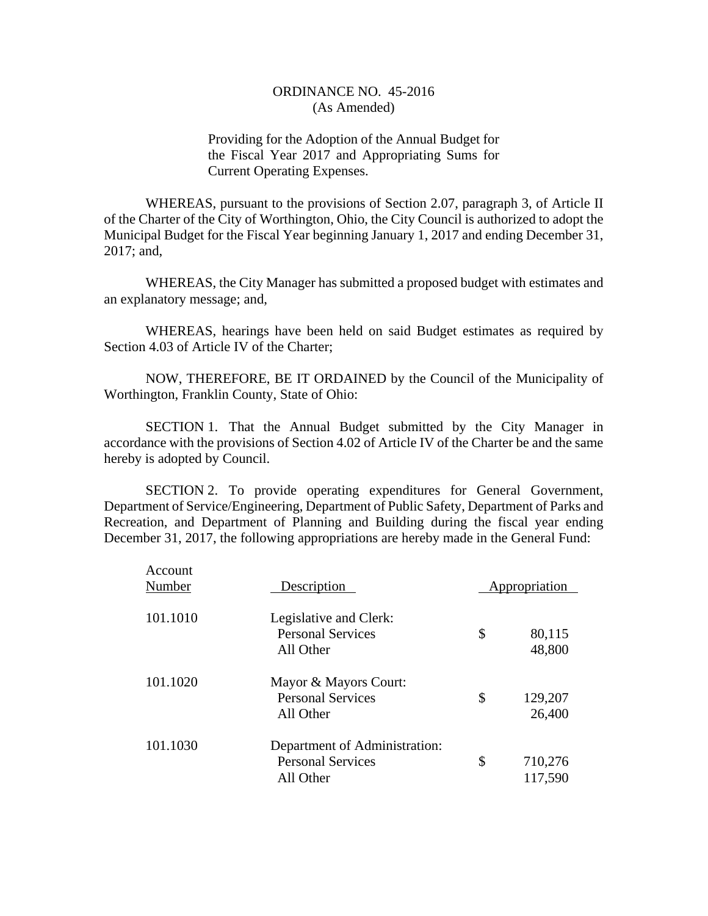# ORDINANCE NO. 45-2016
(As Amended)

Providing for the Adoption of the Annual Budget for the Fiscal Year 2017 and Appropriating Sums for Current Operating Expenses.

WHEREAS, pursuant to the provisions of Section 2.07, paragraph 3, of Article II of the Charter of the City of Worthington, Ohio, the City Council is authorized to adopt the Municipal Budget for the Fiscal Year beginning January 1, 2017 and ending December 31, 2017; and,

WHEREAS, the City Manager has submitted a proposed budget with estimates and an explanatory message; and,

WHEREAS, hearings have been held on said Budget estimates as required by Section 4.03 of Article IV of the Charter;

NOW, THEREFORE, BE IT ORDAINED by the Council of the Municipality of Worthington, Franklin County, State of Ohio:

SECTION 1. That the Annual Budget submitted by the City Manager in accordance with the provisions of Section 4.02 of Article IV of the Charter be and the same hereby is adopted by Council.

SECTION 2. To provide operating expenditures for General Government, Department of Service/Engineering, Department of Public Safety, Department of Parks and Recreation, and Department of Planning and Building during the fiscal year ending December 31, 2017, the following appropriations are hereby made in the General Fund:

| Account Number | Description | | Appropriation |
|---|---|---|---|
| 101.1010 | Legislative and Clerk: | | |
| | Personal Services | $ | 80,115 |
| | All Other | | 48,800 |
| 101.1020 | Mayor & Mayors Court: | | |
| | Personal Services | $ | 129,207 |
| | All Other | | 26,400 |
| 101.1030 | Department of Administration: | | |
| | Personal Services | $ | 710,276 |
| | All Other | | 117,590 |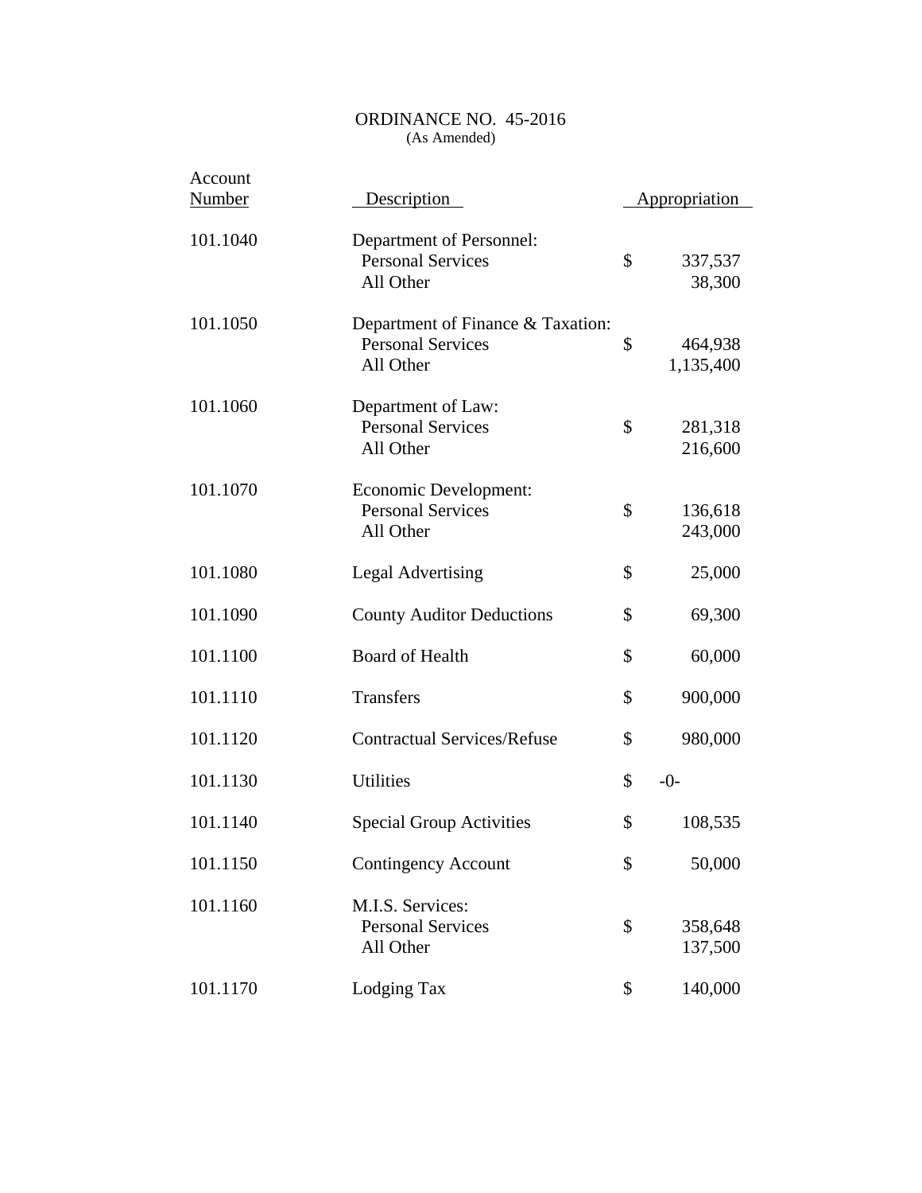# ORDINANCE NO. 45-2016
(As Amended)

| Account Number | Description | Appropriation |
|---|---|---|
| 101.1040 | Department of Personnel: | |
| | Personal Services | $ 337,537 |
| | All Other | 38,300 |
| 101.1050 | Department of Finance & Taxation: | |
| | Personal Services | $ 464,938 |
| | All Other | 1,135,400 |
| 101.1060 | Department of Law: | |
| | Personal Services | $ 281,318 |
| | All Other | 216,600 |
| 101.1070 | Economic Development: | |
| | Personal Services | $ 136,618 |
| | All Other | 243,000 |
| 101.1080 | Legal Advertising | $ 25,000 |
| 101.1090 | County Auditor Deductions | $ 69,300 |
| 101.1100 | Board of Health | $ 60,000 |
| 101.1110 | Transfers | $ 900,000 |
| 101.1120 | Contractual Services/Refuse | $ 980,000 |
| 101.1130 | Utilities | $ -0- |
| 101.1140 | Special Group Activities | $ 108,535 |
| 101.1150 | Contingency Account | $ 50,000 |
| 101.1160 | M.I.S. Services: | |
| | Personal Services | $ 358,648 |
| | All Other | 137,500 |
| 101.1170 | Lodging Tax | $ 140,000 |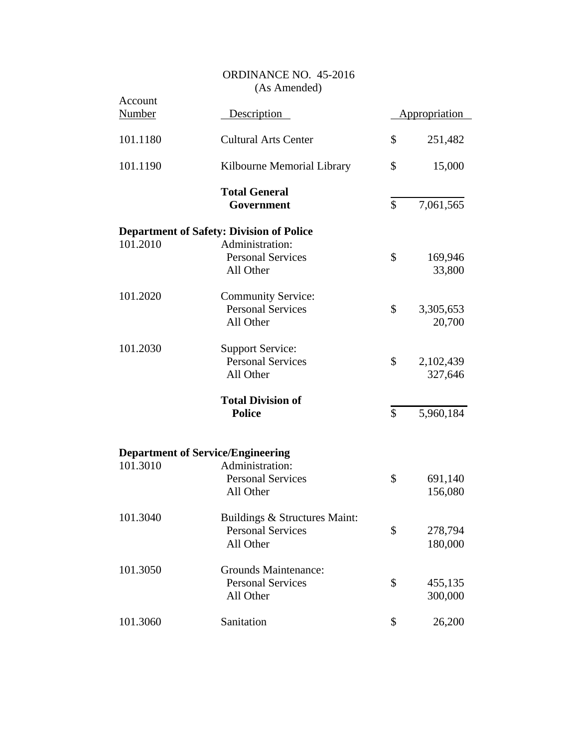ORDINANCE NO. 45-2016
(As Amended)

| Account Number | Description | Appropriation |
|---|---|---|
| 101.1180 | Cultural Arts Center | $ 251,482 |
| 101.1190 | Kilbourne Memorial Library | $ 15,000 |
| | **Total General Government** | $ 7,061,565 |
| **Department of Safety: Division of Police** | | |
| 101.2010 | Administration: | |
| | Personal Services | $ 169,946 |
| | All Other | 33,800 |
| 101.2020 | Community Service: | |
| | Personal Services | $ 3,305,653 |
| | All Other | 20,700 |
| 101.2030 | Support Service: | |
| | Personal Services | $ 2,102,439 |
| | All Other | 327,646 |
| | **Total Division of Police** | $ 5,960,184 |
| **Department of Service/Engineering** | | |
| 101.3010 | Administration: | |
| | Personal Services | $ 691,140 |
| | All Other | 156,080 |
| 101.3040 | Buildings & Structures Maint: | |
| | Personal Services | $ 278,794 |
| | All Other | 180,000 |
| 101.3050 | Grounds Maintenance: | |
| | Personal Services | $ 455,135 |
| | All Other | 300,000 |
| 101.3060 | Sanitation | $ 26,200 |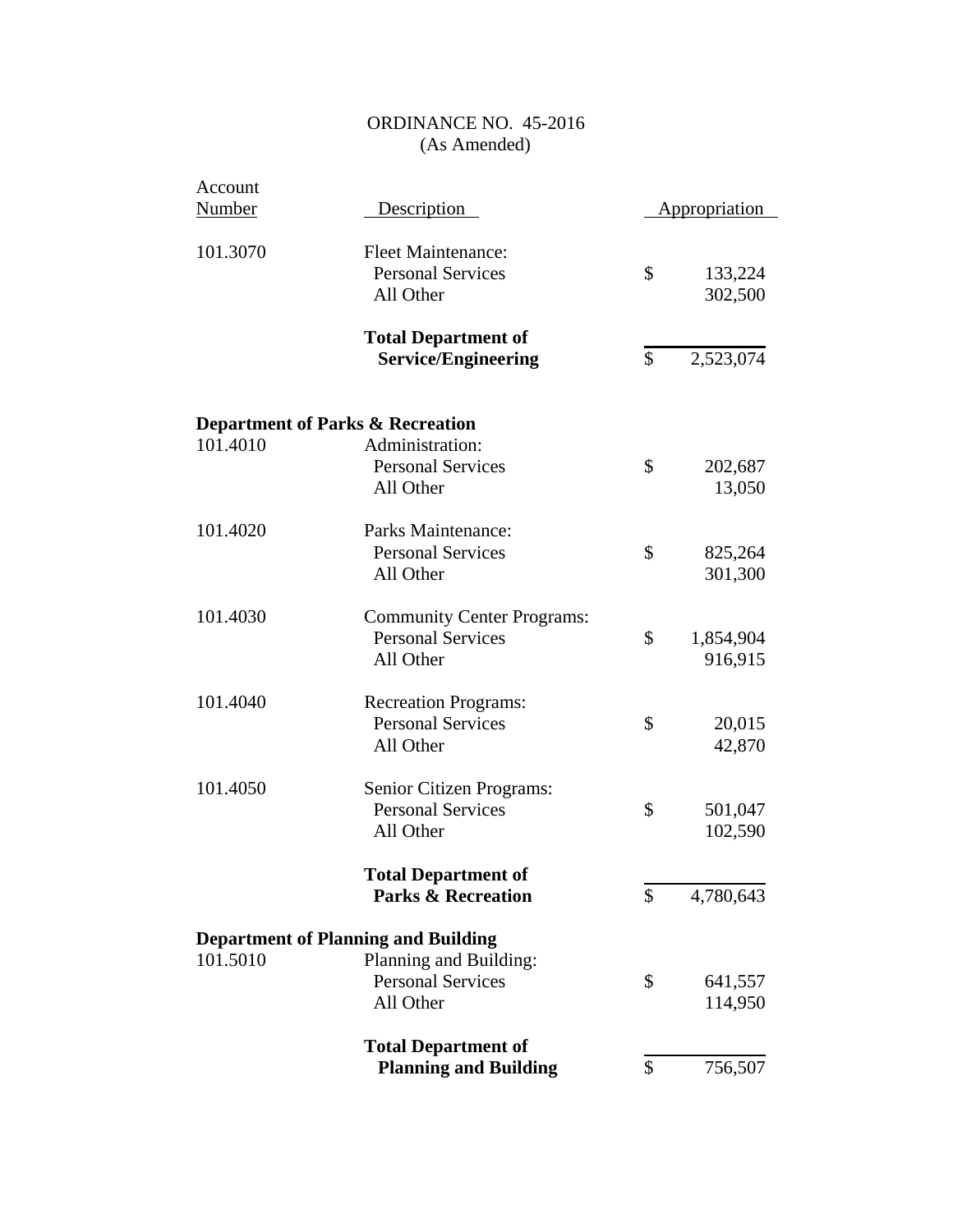ORDINANCE NO. 45-2016
(As Amended)

| Account Number | Description | Appropriation |
|---|---|---|
| 101.3070 | Fleet Maintenance: | |
| | Personal Services | $ 133,224 |
| | All Other | 302,500 |
| | **Total Department of Service/Engineering** | $ 2,523,074 |
| **Department of Parks & Recreation** | | |
| 101.4010 | Administration: | |
| | Personal Services | $ 202,687 |
| | All Other | 13,050 |
| 101.4020 | Parks Maintenance: | |
| | Personal Services | $ 825,264 |
| | All Other | 301,300 |
| 101.4030 | Community Center Programs: | |
| | Personal Services | $ 1,854,904 |
| | All Other | 916,915 |
| 101.4040 | Recreation Programs: | |
| | Personal Services | $ 20,015 |
| | All Other | 42,870 |
| 101.4050 | Senior Citizen Programs: | |
| | Personal Services | $ 501,047 |
| | All Other | 102,590 |
| | **Total Department of Parks & Recreation** | $ 4,780,643 |
| **Department of Planning and Building** | | |
| 101.5010 | Planning and Building: | |
| | Personal Services | $ 641,557 |
| | All Other | 114,950 |
| | **Total Department of Planning and Building** | $ 756,507 |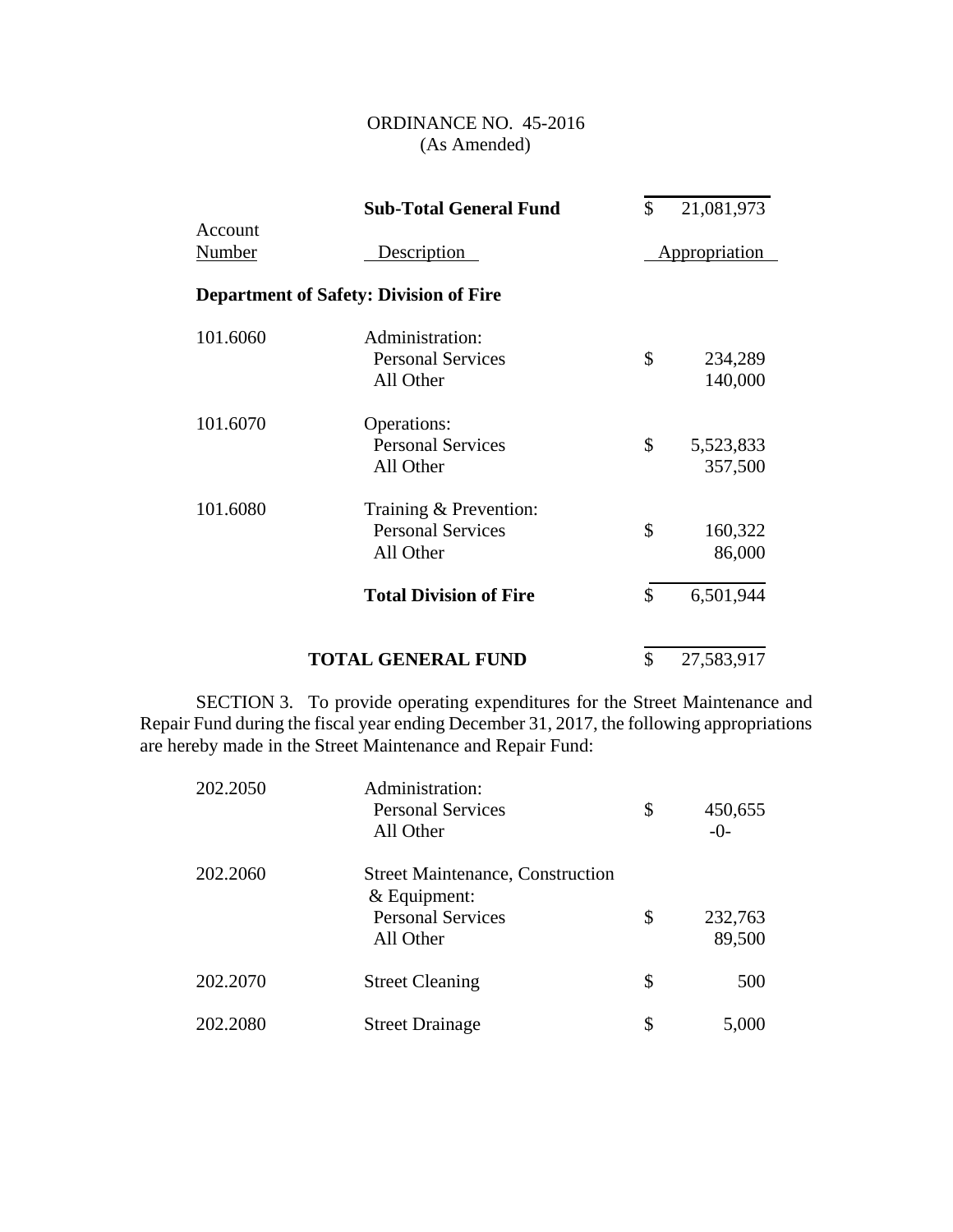ORDINANCE NO. 45-2016
(As Amended)

| | **Sub-Total General Fund** | $ 21,081,973 |
|---|---|---|
| Account Number | Description | Appropriation |
| **Department of Safety: Division of Fire** | | |
| 101.6060 | Administration: | |
| | Personal Services | $ 234,289 |
| | All Other | 140,000 |
| 101.6070 | Operations: | |
| | Personal Services | $ 5,523,833 |
| | All Other | 357,500 |
| 101.6080 | Training & Prevention: | |
| | Personal Services | $ 160,322 |
| | All Other | 86,000 |
| | **Total Division of Fire** | $ 6,501,944 |
| | **TOTAL GENERAL FUND** | $ 27,583,917 |

SECTION 3. To provide operating expenditures for the Street Maintenance and Repair Fund during the fiscal year ending December 31, 2017, the following appropriations are hereby made in the Street Maintenance and Repair Fund:

| | | |
|---|---|---|
| 202.2050 | Administration: | |
| | Personal Services | $ 450,655 |
| | All Other | -0- |
| 202.2060 | Street Maintenance, Construction & Equipment: | |
| | Personal Services | $ 232,763 |
| | All Other | 89,500 |
| 202.2070 | Street Cleaning | $ 500 |
| 202.2080 | Street Drainage | $ 5,000 |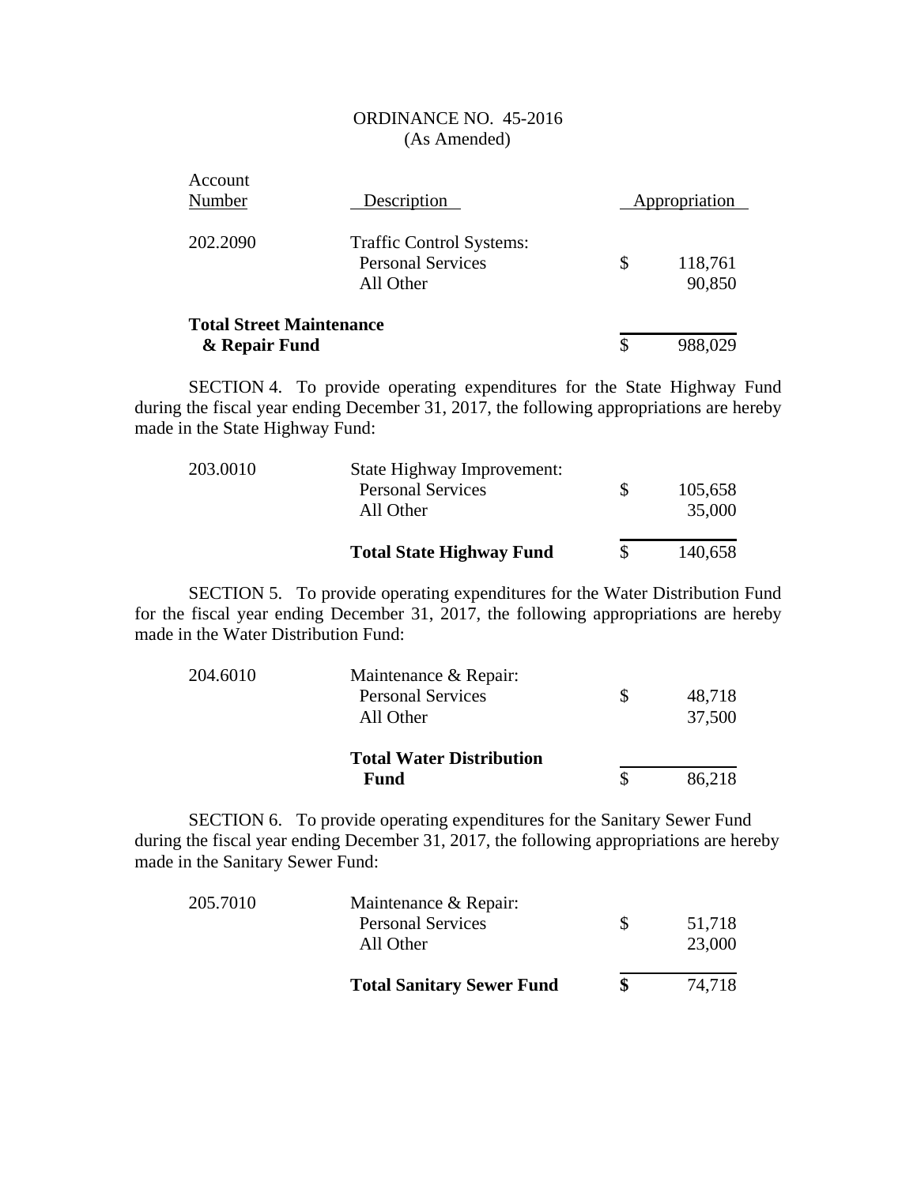ORDINANCE NO. 45-2016
(As Amended)

| Account Number | Description | | Appropriation |
|---|---|---|---|
| 202.2090 | Traffic Control Systems: | | |
| | Personal Services | $ | 118,761 |
| | All Other | | 90,850 |
| **Total Street Maintenance & Repair Fund** | | $ | 988,029 |

SECTION 4. To provide operating expenditures for the State Highway Fund during the fiscal year ending December 31, 2017, the following appropriations are hereby made in the State Highway Fund:

| | | | |
|---|---|---|---|
| 203.0010 | State Highway Improvement: | | |
| | Personal Services | $ | 105,658 |
| | All Other | | 35,000 |
| | **Total State Highway Fund** | $ | 140,658 |

SECTION 5. To provide operating expenditures for the Water Distribution Fund for the fiscal year ending December 31, 2017, the following appropriations are hereby made in the Water Distribution Fund:

| | | | |
|---|---|---|---|
| 204.6010 | Maintenance & Repair: | | |
| | Personal Services | $ | 48,718 |
| | All Other | | 37,500 |
| | **Total Water Distribution Fund** | $ | 86,218 |

SECTION 6. To provide operating expenditures for the Sanitary Sewer Fund during the fiscal year ending December 31, 2017, the following appropriations are hereby made in the Sanitary Sewer Fund:

| | | | |
|---|---|---|---|
| 205.7010 | Maintenance & Repair: | | |
| | Personal Services | $ | 51,718 |
| | All Other | | 23,000 |
| | **Total Sanitary Sewer Fund** | **$** | 74,718 |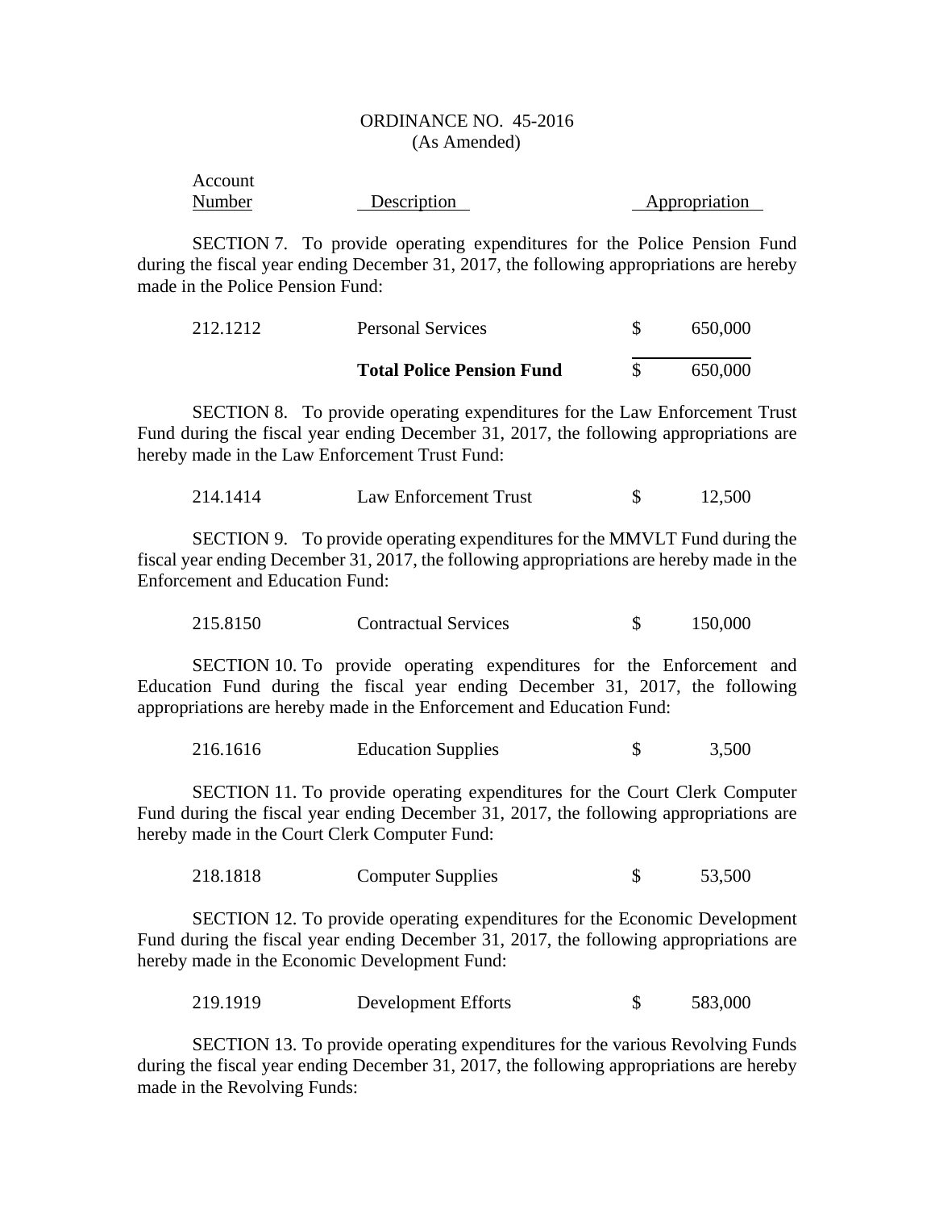ORDINANCE NO. 45-2016
(As Amended)

| Account Number | Description | Appropriation |
|---|---|---|

SECTION 7. To provide operating expenditures for the Police Pension Fund during the fiscal year ending December 31, 2017, the following appropriations are hereby made in the Police Pension Fund:

| | | | |
|---|---|---|---|
| 212.1212 | Personal Services | $ | 650,000 |
| | **Total Police Pension Fund** | $ | 650,000 |

SECTION 8. To provide operating expenditures for the Law Enforcement Trust Fund during the fiscal year ending December 31, 2017, the following appropriations are hereby made in the Law Enforcement Trust Fund:

| | | | |
|---|---|---|---|
| 214.1414 | Law Enforcement Trust | $ | 12,500 |

SECTION 9. To provide operating expenditures for the MMVLT Fund during the fiscal year ending December 31, 2017, the following appropriations are hereby made in the Enforcement and Education Fund:

| | | | |
|---|---|---|---|
| 215.8150 | Contractual Services | $ | 150,000 |

SECTION 10. To provide operating expenditures for the Enforcement and Education Fund during the fiscal year ending December 31, 2017, the following appropriations are hereby made in the Enforcement and Education Fund:

| | | | |
|---|---|---|---|
| 216.1616 | Education Supplies | $ | 3,500 |

SECTION 11. To provide operating expenditures for the Court Clerk Computer Fund during the fiscal year ending December 31, 2017, the following appropriations are hereby made in the Court Clerk Computer Fund:

| | | | |
|---|---|---|---|
| 218.1818 | Computer Supplies | $ | 53,500 |

SECTION 12. To provide operating expenditures for the Economic Development Fund during the fiscal year ending December 31, 2017, the following appropriations are hereby made in the Economic Development Fund:

| | | | |
|---|---|---|---|
| 219.1919 | Development Efforts | $ | 583,000 |

SECTION 13. To provide operating expenditures for the various Revolving Funds during the fiscal year ending December 31, 2017, the following appropriations are hereby made in the Revolving Funds: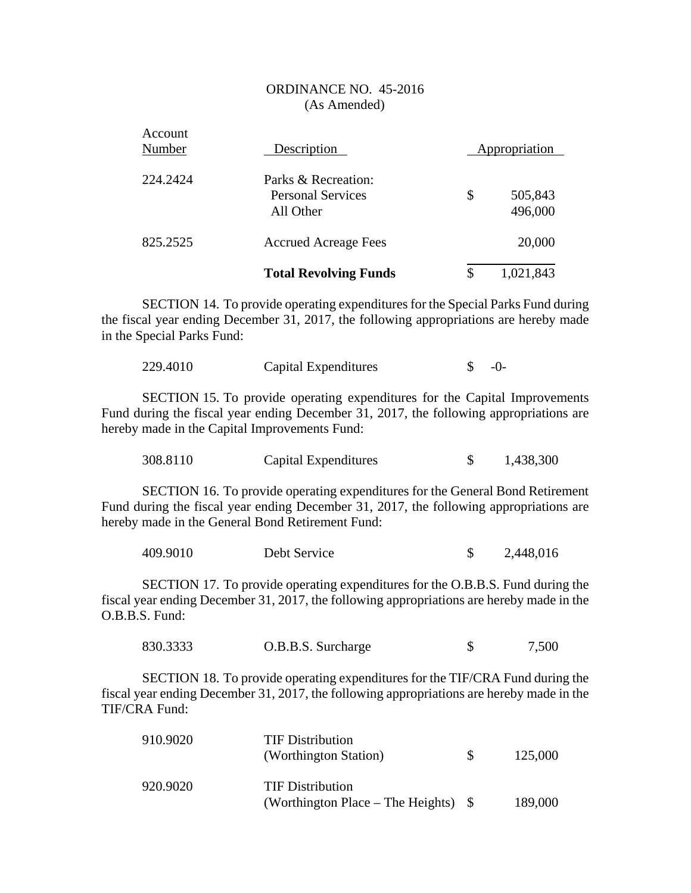ORDINANCE NO. 45-2016
(As Amended)

| Account Number | Description | Appropriation |
|---|---|---|
| 224.2424 | Parks & Recreation: | |
| | Personal Services | $ 505,843 |
| | All Other | 496,000 |
| 825.2525 | Accrued Acreage Fees | 20,000 |
| | **Total Revolving Funds** | $ 1,021,843 |

SECTION 14. To provide operating expenditures for the Special Parks Fund during the fiscal year ending December 31, 2017, the following appropriations are hereby made in the Special Parks Fund:

| | | |
|---|---|---|
| 229.4010 | Capital Expenditures | $ -0- |

SECTION 15. To provide operating expenditures for the Capital Improvements Fund during the fiscal year ending December 31, 2017, the following appropriations are hereby made in the Capital Improvements Fund:

| | | |
|---|---|---|
| 308.8110 | Capital Expenditures | $ 1,438,300 |

SECTION 16. To provide operating expenditures for the General Bond Retirement Fund during the fiscal year ending December 31, 2017, the following appropriations are hereby made in the General Bond Retirement Fund:

| | | |
|---|---|---|
| 409.9010 | Debt Service | $ 2,448,016 |

SECTION 17. To provide operating expenditures for the O.B.B.S. Fund during the fiscal year ending December 31, 2017, the following appropriations are hereby made in the O.B.B.S. Fund:

| | | |
|---|---|---|
| 830.3333 | O.B.B.S. Surcharge | $ 7,500 |

SECTION 18. To provide operating expenditures for the TIF/CRA Fund during the fiscal year ending December 31, 2017, the following appropriations are hereby made in the TIF/CRA Fund:

| | | |
|---|---|---|
| 910.9020 | TIF Distribution (Worthington Station) | $ 125,000 |
| 920.9020 | TIF Distribution (Worthington Place – The Heights) | $ 189,000 |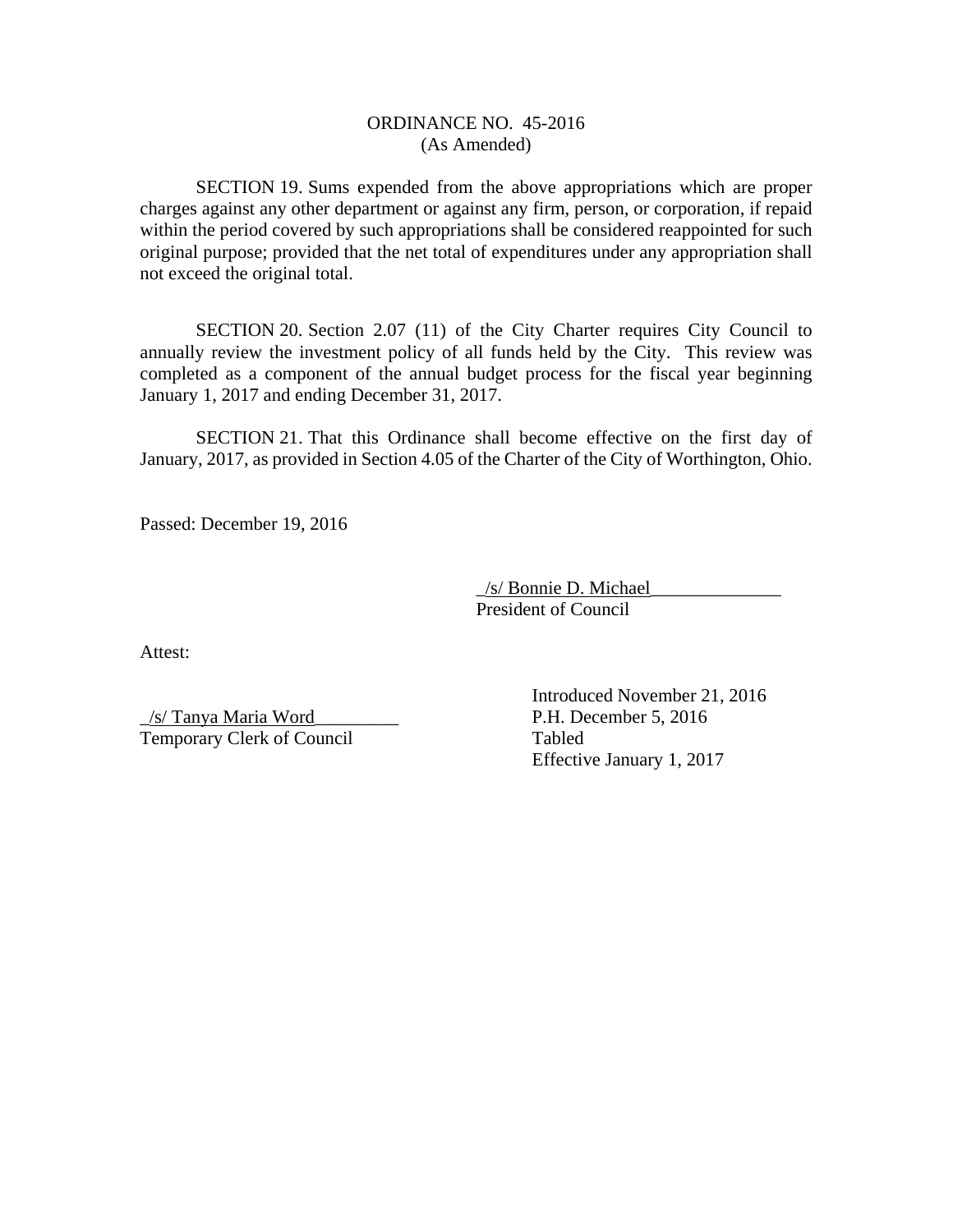ORDINANCE NO. 45-2016
(As Amended)

SECTION 19. Sums expended from the above appropriations which are proper charges against any other department or against any firm, person, or corporation, if repaid within the period covered by such appropriations shall be considered reappointed for such original purpose; provided that the net total of expenditures under any appropriation shall not exceed the original total.

SECTION 20. Section 2.07 (11) of the City Charter requires City Council to annually review the investment policy of all funds held by the City. This review was completed as a component of the annual budget process for the fiscal year beginning January 1, 2017 and ending December 31, 2017.

SECTION 21. That this Ordinance shall become effective on the first day of January, 2017, as provided in Section 4.05 of the Charter of the City of Worthington, Ohio.

Passed: December 19, 2016

_/s/ Bonnie D. Michael______________
President of Council

Attest:

_/s/ Tanya Maria Word_________
Temporary Clerk of Council

Introduced November 21, 2016
P.H. December 5, 2016
Tabled
Effective January 1, 2017